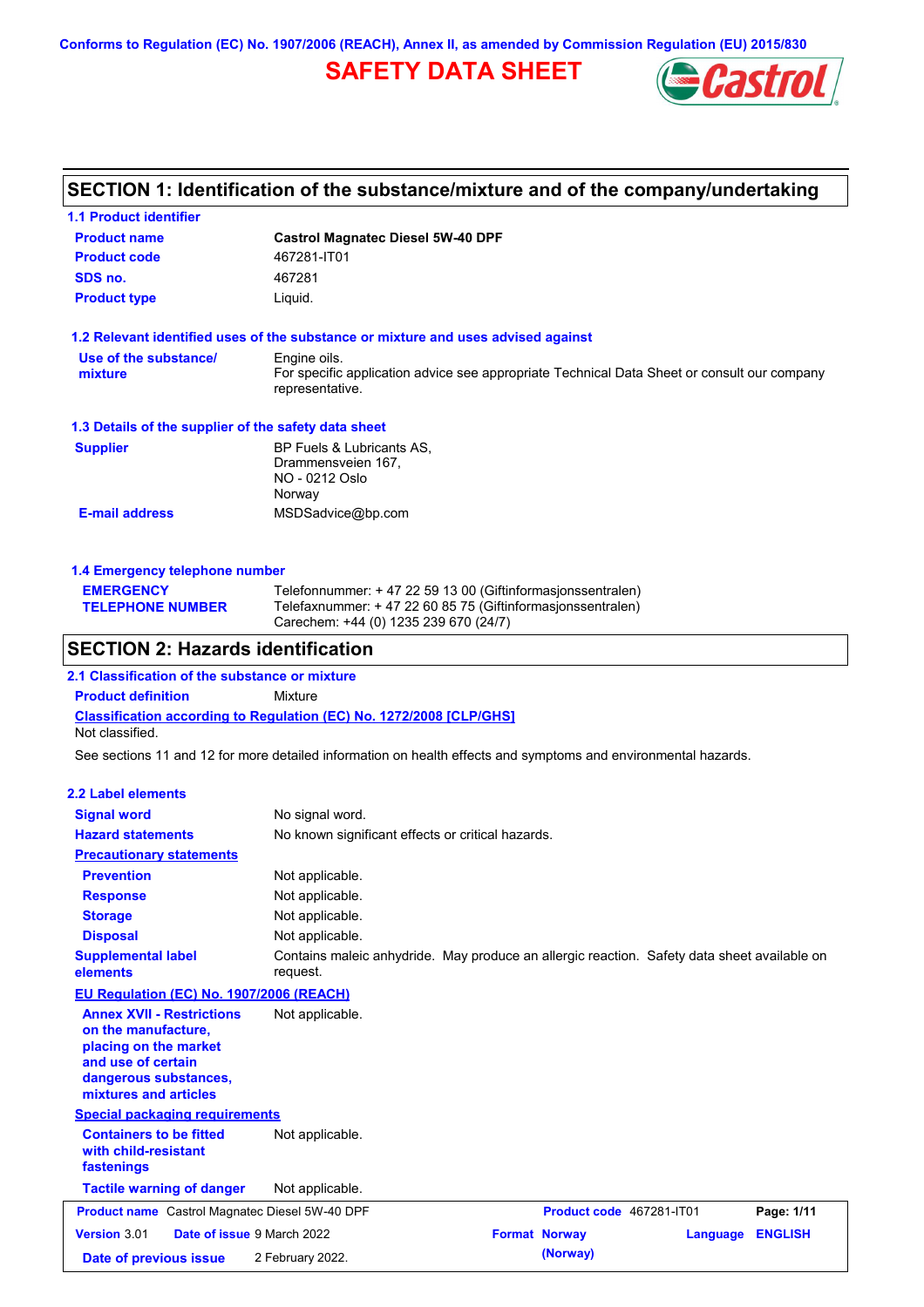Conforms to Regulation (EC) No. 1907/2006 (REACH), Annex II, as amended by Commission Regulation (EU) 2015/830

# SAFETY DATA SHEET

## SECTION 1: Identification of the substance/mixture and of the company/undertaking

### 1.1 Product identifier

| | |
|---|---|
| **Product name** | **Castrol Magnatec Diesel 5W-40 DPF** |
| **Product code** | 467281-IT01 |
| **SDS no.** | 467281 |
| **Product type** | Liquid. |

### 1.2 Relevant identified uses of the substance or mixture and uses advised against

| | |
|---|---|
| **Use of the substance/ mixture** | Engine oils. For specific application advice see appropriate Technical Data Sheet or consult our company representative. |

### 1.3 Details of the supplier of the safety data sheet

| | |
|---|---|
| **Supplier** | BP Fuels & Lubricants AS, Drammensveien 167, NO - 0212 Oslo Norway |
| **E-mail address** | MSDSadvice@bp.com |

### 1.4 Emergency telephone number

| | |
|---|---|
| **EMERGENCY TELEPHONE NUMBER** | Telefonnummer: + 47 22 59 13 00 (Giftinformasjonssentralen) Telefaxnummer: + 47 22 60 85 75 (Giftinformasjonssentralen) Carechem: +44 (0) 1235 239 670 (24/7) |

## SECTION 2: Hazards identification

### 2.1 Classification of the substance or mixture

**Product definition** Mixture

**Classification according to Regulation (EC) No. 1272/2008 [CLP/GHS]**

Not classified.

See sections 11 and 12 for more detailed information on health effects and symptoms and environmental hazards.

### 2.2 Label elements

| | |
|---|---|
| **Signal word** | No signal word. |
| **Hazard statements** | No known significant effects or critical hazards. |
| **Precautionary statements** | |
| **Prevention** | Not applicable. |
| **Response** | Not applicable. |
| **Storage** | Not applicable. |
| **Disposal** | Not applicable. |
| **Supplemental label elements** | Contains maleic anhydride. May produce an allergic reaction. Safety data sheet available on request. |

**EU Regulation (EC) No. 1907/2006 (REACH)**

| | |
|---|---|
| **Annex XVII - Restrictions on the manufacture, placing on the market and use of certain dangerous substances, mixtures and articles** | Not applicable. |

**Special packaging requirements**

| | |
|---|---|
| **Containers to be fitted with child-resistant fastenings** | Not applicable. |
| **Tactile warning of danger** | Not applicable. |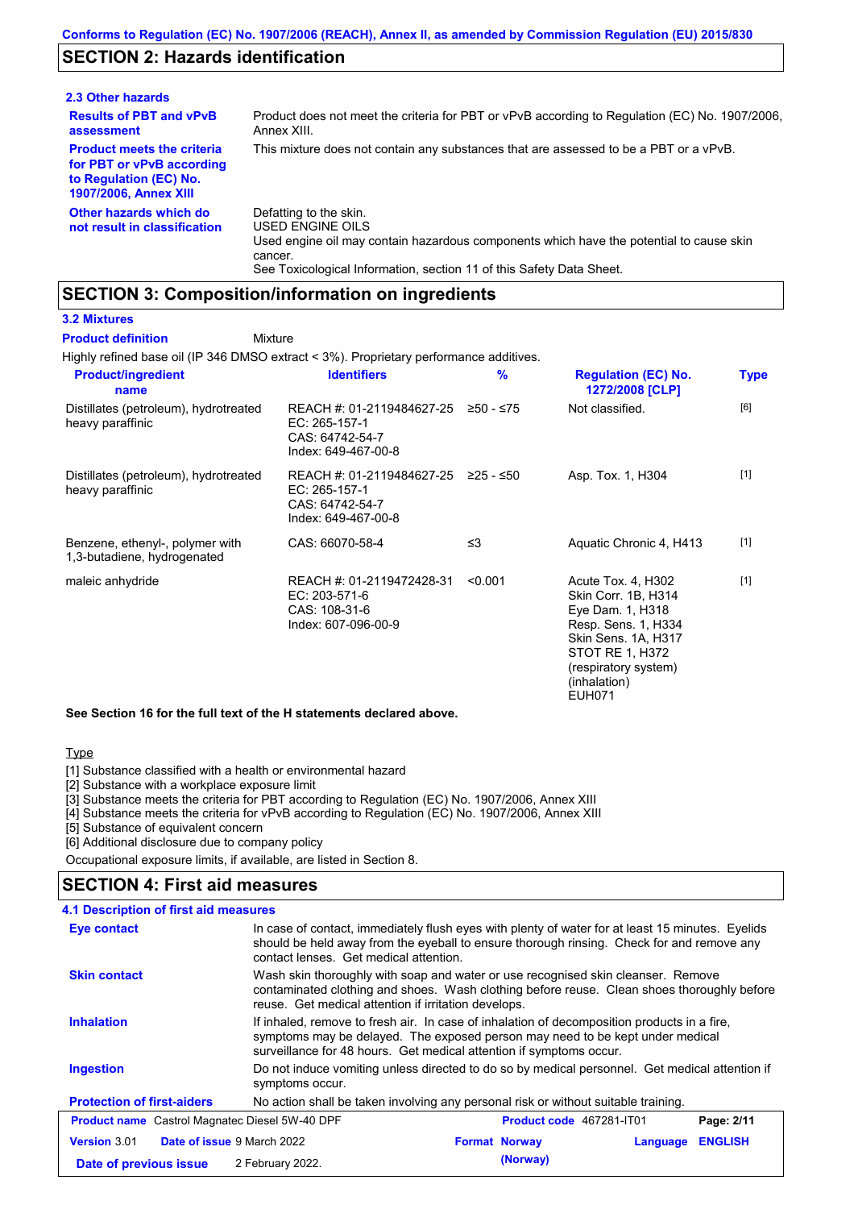Conforms to Regulation (EC) No. 1907/2006 (REACH), Annex II, as amended by Commission Regulation (EU) 2015/830

## SECTION 2: Hazards identification

### 2.3 Other hazards

**Results of PBT and vPvB assessment**: Product does not meet the criteria for PBT or vPvB according to Regulation (EC) No. 1907/2006, Annex XIII.

**Product meets the criteria for PBT or vPvB according to Regulation (EC) No. 1907/2006, Annex XIII**: This mixture does not contain any substances that are assessed to be a PBT or a vPvB.

**Other hazards which do not result in classification**: Defatting to the skin.
USED ENGINE OILS
Used engine oil may contain hazardous components which have the potential to cause skin cancer.
See Toxicological Information, section 11 of this Safety Data Sheet.

## SECTION 3: Composition/information on ingredients

### 3.2 Mixtures

**Product definition**: Mixture

Highly refined base oil (IP 346 DMSO extract < 3%). Proprietary performance additives.

| Product/ingredient name | Identifiers | % | Regulation (EC) No. 1272/2008 [CLP] | Type |
|---|---|---|---|---|
| Distillates (petroleum), hydrotreated heavy paraffinic | REACH #: 01-2119484627-25<br>EC: 265-157-1<br>CAS: 64742-54-7<br>Index: 649-467-00-8 | ≥50 - ≤75 | Not classified. | [6] |
| Distillates (petroleum), hydrotreated heavy paraffinic | REACH #: 01-2119484627-25<br>EC: 265-157-1<br>CAS: 64742-54-7<br>Index: 649-467-00-8 | ≥25 - ≤50 | Asp. Tox. 1, H304 | [1] |
| Benzene, ethenyl-, polymer with 1,3-butadiene, hydrogenated | CAS: 66070-58-4 | ≤3 | Aquatic Chronic 4, H413 | [1] |
| maleic anhydride | REACH #: 01-2119472428-31<br>EC: 203-571-6<br>CAS: 108-31-6<br>Index: 607-096-00-9 | <0.001 | Acute Tox. 4, H302<br>Skin Corr. 1B, H314<br>Eye Dam. 1, H318<br>Resp. Sens. 1, H334<br>Skin Sens. 1A, H317<br>STOT RE 1, H372 (respiratory system) (inhalation)<br>EUH071 | [1] |

**See Section 16 for the full text of the H statements declared above.**

Type

[1] Substance classified with a health or environmental hazard
[2] Substance with a workplace exposure limit
[3] Substance meets the criteria for PBT according to Regulation (EC) No. 1907/2006, Annex XIII
[4] Substance meets the criteria for vPvB according to Regulation (EC) No. 1907/2006, Annex XIII
[5] Substance of equivalent concern
[6] Additional disclosure due to company policy

Occupational exposure limits, if available, are listed in Section 8.

## SECTION 4: First aid measures

### 4.1 Description of first aid measures

**Eye contact**: In case of contact, immediately flush eyes with plenty of water for at least 15 minutes. Eyelids should be held away from the eyeball to ensure thorough rinsing. Check for and remove any contact lenses. Get medical attention.

**Skin contact**: Wash skin thoroughly with soap and water or use recognised skin cleanser. Remove contaminated clothing and shoes. Wash clothing before reuse. Clean shoes thoroughly before reuse. Get medical attention if irritation develops.

**Inhalation**: If inhaled, remove to fresh air. In case of inhalation of decomposition products in a fire, symptoms may be delayed. The exposed person may need to be kept under medical surveillance for 48 hours. Get medical attention if symptoms occur.

**Ingestion**: Do not induce vomiting unless directed to do so by medical personnel. Get medical attention if symptoms occur.

**Protection of first-aiders**: No action shall be taken involving any personal risk or without suitable training.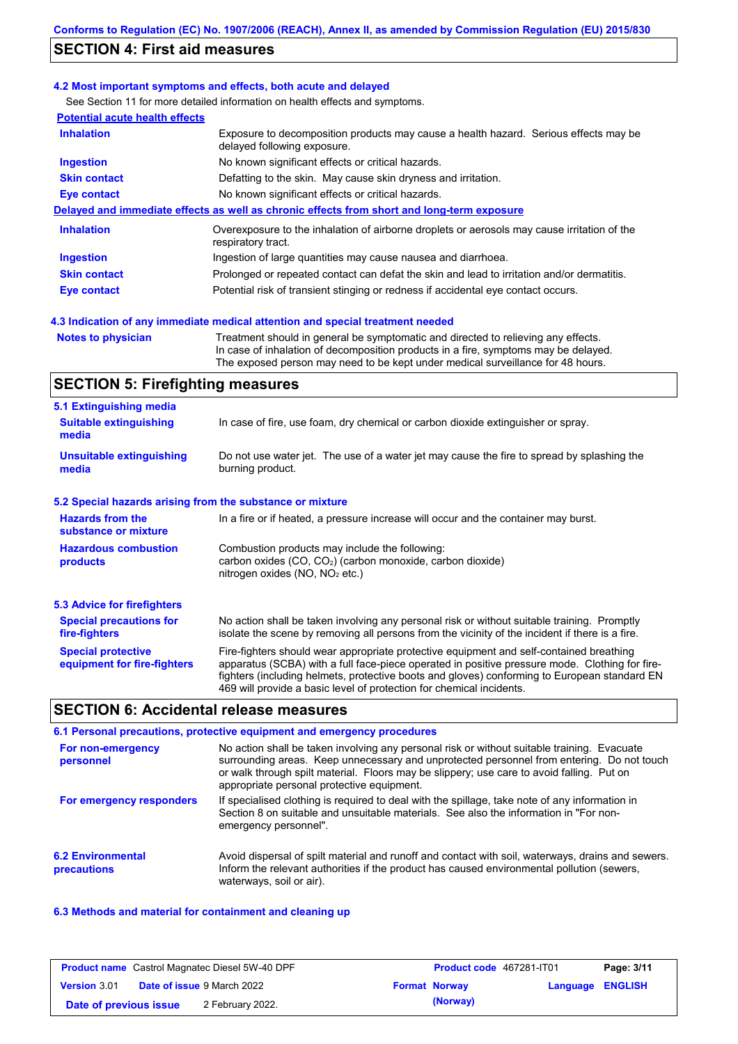## SECTION 4: First aid measures

### 4.2 Most important symptoms and effects, both acute and delayed

See Section 11 for more detailed information on health effects and symptoms.

**Potential acute health effects**

| | |
|---|---|
| **Inhalation** | Exposure to decomposition products may cause a health hazard. Serious effects may be delayed following exposure. |
| **Ingestion** | No known significant effects or critical hazards. |
| **Skin contact** | Defatting to the skin. May cause skin dryness and irritation. |
| **Eye contact** | No known significant effects or critical hazards. |

**Delayed and immediate effects as well as chronic effects from short and long-term exposure**

| | |
|---|---|
| **Inhalation** | Overexposure to the inhalation of airborne droplets or aerosols may cause irritation of the respiratory tract. |
| **Ingestion** | Ingestion of large quantities may cause nausea and diarrhoea. |
| **Skin contact** | Prolonged or repeated contact can defat the skin and lead to irritation and/or dermatitis. |
| **Eye contact** | Potential risk of transient stinging or redness if accidental eye contact occurs. |

### 4.3 Indication of any immediate medical attention and special treatment needed

| | |
|---|---|
| **Notes to physician** | Treatment should in general be symptomatic and directed to relieving any effects. In case of inhalation of decomposition products in a fire, symptoms may be delayed. The exposed person may need to be kept under medical surveillance for 48 hours. |

## SECTION 5: Firefighting measures

### 5.1 Extinguishing media

| | |
|---|---|
| **Suitable extinguishing media** | In case of fire, use foam, dry chemical or carbon dioxide extinguisher or spray. |
| **Unsuitable extinguishing media** | Do not use water jet. The use of a water jet may cause the fire to spread by splashing the burning product. |

### 5.2 Special hazards arising from the substance or mixture

| | |
|---|---|
| **Hazards from the substance or mixture** | In a fire or if heated, a pressure increase will occur and the container may burst. |
| **Hazardous combustion products** | Combustion products may include the following: carbon oxides (CO, $CO_2$) (carbon monoxide, carbon dioxide) nitrogen oxides (NO, $NO_2$ etc.) |

### 5.3 Advice for firefighters

| | |
|---|---|
| **Special precautions for fire-fighters** | No action shall be taken involving any personal risk or without suitable training. Promptly isolate the scene by removing all persons from the vicinity of the incident if there is a fire. |
| **Special protective equipment for fire-fighters** | Fire-fighters should wear appropriate protective equipment and self-contained breathing apparatus (SCBA) with a full face-piece operated in positive pressure mode. Clothing for fire-fighters (including helmets, protective boots and gloves) conforming to European standard EN 469 will provide a basic level of protection for chemical incidents. |

## SECTION 6: Accidental release measures

### 6.1 Personal precautions, protective equipment and emergency procedures

| | |
|---|---|
| **For non-emergency personnel** | No action shall be taken involving any personal risk or without suitable training. Evacuate surrounding areas. Keep unnecessary and unprotected personnel from entering. Do not touch or walk through spilt material. Floors may be slippery; use care to avoid falling. Put on appropriate personal protective equipment. |
| **For emergency responders** | If specialised clothing is required to deal with the spillage, take note of any information in Section 8 on suitable and unsuitable materials. See also the information in "For non-emergency personnel". |

| | |
|---|---|
| **6.2 Environmental precautions** | Avoid dispersal of spilt material and runoff and contact with soil, waterways, drains and sewers. Inform the relevant authorities if the product has caused environmental pollution (sewers, waterways, soil or air). |

### 6.3 Methods and material for containment and cleaning up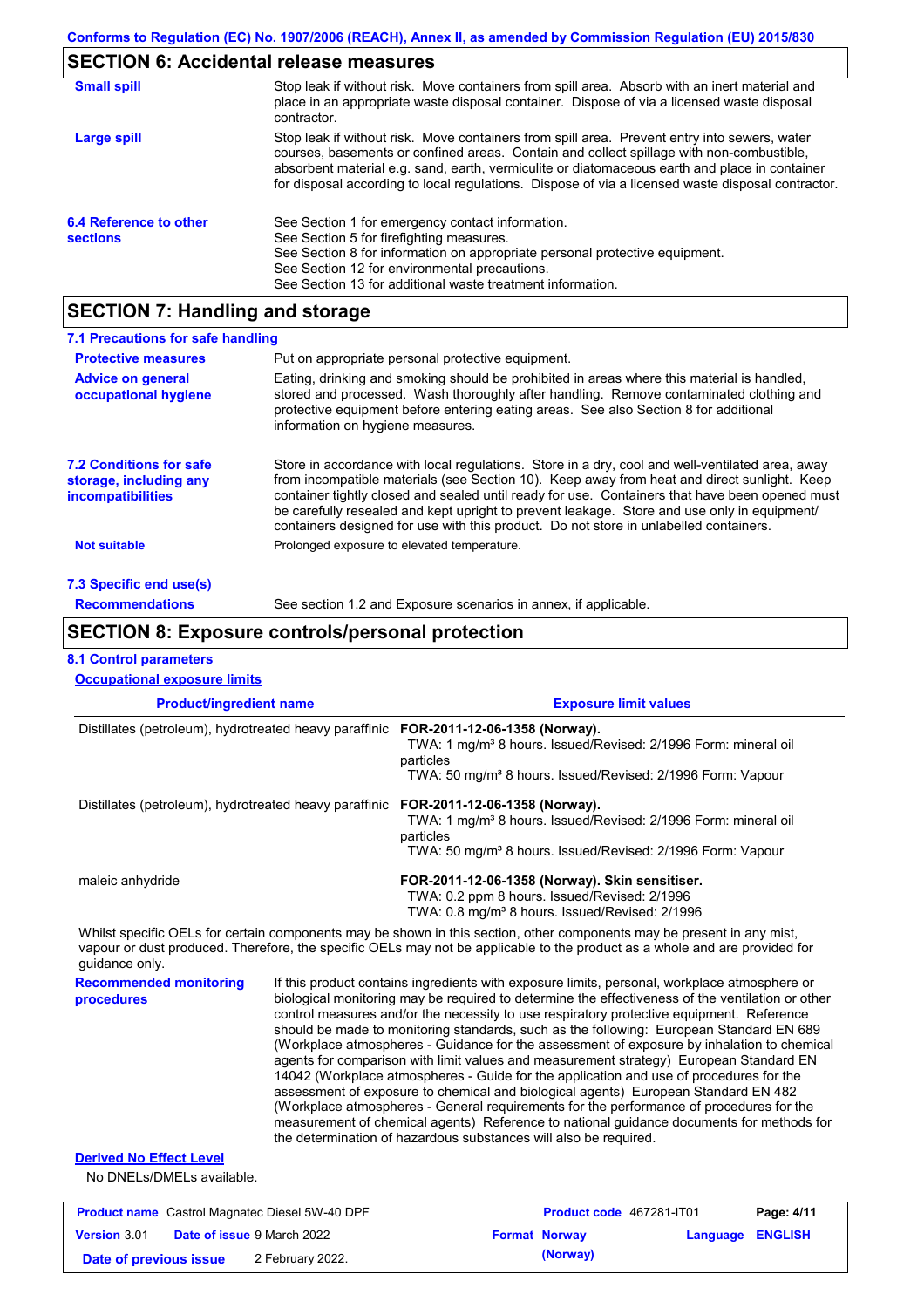## SECTION 6: Accidental release measures

| | |
|---|---|
| **Small spill** | Stop leak if without risk. Move containers from spill area. Absorb with an inert material and place in an appropriate waste disposal container. Dispose of via a licensed waste disposal contractor. |
| **Large spill** | Stop leak if without risk. Move containers from spill area. Prevent entry into sewers, water courses, basements or confined areas. Contain and collect spillage with non-combustible, absorbent material e.g. sand, earth, vermiculite or diatomaceous earth and place in container for disposal according to local regulations. Dispose of via a licensed waste disposal contractor. |

**6.4 Reference to other sections**

See Section 1 for emergency contact information.
See Section 5 for firefighting measures.
See Section 8 for information on appropriate personal protective equipment.
See Section 12 for environmental precautions.
See Section 13 for additional waste treatment information.

## SECTION 7: Handling and storage

### 7.1 Precautions for safe handling

| | |
|---|---|
| **Protective measures** | Put on appropriate personal protective equipment. |
| **Advice on general occupational hygiene** | Eating, drinking and smoking should be prohibited in areas where this material is handled, stored and processed. Wash thoroughly after handling. Remove contaminated clothing and protective equipment before entering eating areas. See also Section 8 for additional information on hygiene measures. |

**7.2 Conditions for safe storage, including any incompatibilities**

Store in accordance with local regulations. Store in a dry, cool and well-ventilated area, away from incompatible materials (see Section 10). Keep away from heat and direct sunlight. Keep container tightly closed and sealed until ready for use. Containers that have been opened must be carefully resealed and kept upright to prevent leakage. Store and use only in equipment/containers designed for use with this product. Do not store in unlabelled containers.

**Not suitable** Prolonged exposure to elevated temperature.

### 7.3 Specific end use(s)

**Recommendations** See section 1.2 and Exposure scenarios in annex, if applicable.

## SECTION 8: Exposure controls/personal protection

### 8.1 Control parameters

**Occupational exposure limits**

| Product/ingredient name | Exposure limit values |
|---|---|
| Distillates (petroleum), hydrotreated heavy paraffinic | **FOR-2011-12-06-1358 (Norway).**<br>TWA: 1 mg/m³ 8 hours. Issued/Revised: 2/1996 Form: mineral oil particles<br>TWA: 50 mg/m³ 8 hours. Issued/Revised: 2/1996 Form: Vapour |
| Distillates (petroleum), hydrotreated heavy paraffinic | **FOR-2011-12-06-1358 (Norway).**<br>TWA: 1 mg/m³ 8 hours. Issued/Revised: 2/1996 Form: mineral oil particles<br>TWA: 50 mg/m³ 8 hours. Issued/Revised: 2/1996 Form: Vapour |
| maleic anhydride | **FOR-2011-12-06-1358 (Norway). Skin sensitiser.**<br>TWA: 0.2 ppm 8 hours. Issued/Revised: 2/1996<br>TWA: 0.8 mg/m³ 8 hours. Issued/Revised: 2/1996 |

Whilst specific OELs for certain components may be shown in this section, other components may be present in any mist, vapour or dust produced. Therefore, the specific OELs may not be applicable to the product as a whole and are provided for guidance only.

**Recommended monitoring procedures**

If this product contains ingredients with exposure limits, personal, workplace atmosphere or biological monitoring may be required to determine the effectiveness of the ventilation or other control measures and/or the necessity to use respiratory protective equipment. Reference should be made to monitoring standards, such as the following: European Standard EN 689 (Workplace atmospheres - Guidance for the assessment of exposure by inhalation to chemical agents for comparison with limit values and measurement strategy) European Standard EN 14042 (Workplace atmospheres - Guide for the application and use of procedures for the assessment of exposure to chemical and biological agents) European Standard EN 482 (Workplace atmospheres - General requirements for the performance of procedures for the measurement of chemical agents) Reference to national guidance documents for methods for the determination of hazardous substances will also be required.

**Derived No Effect Level**

No DNELs/DMELs available.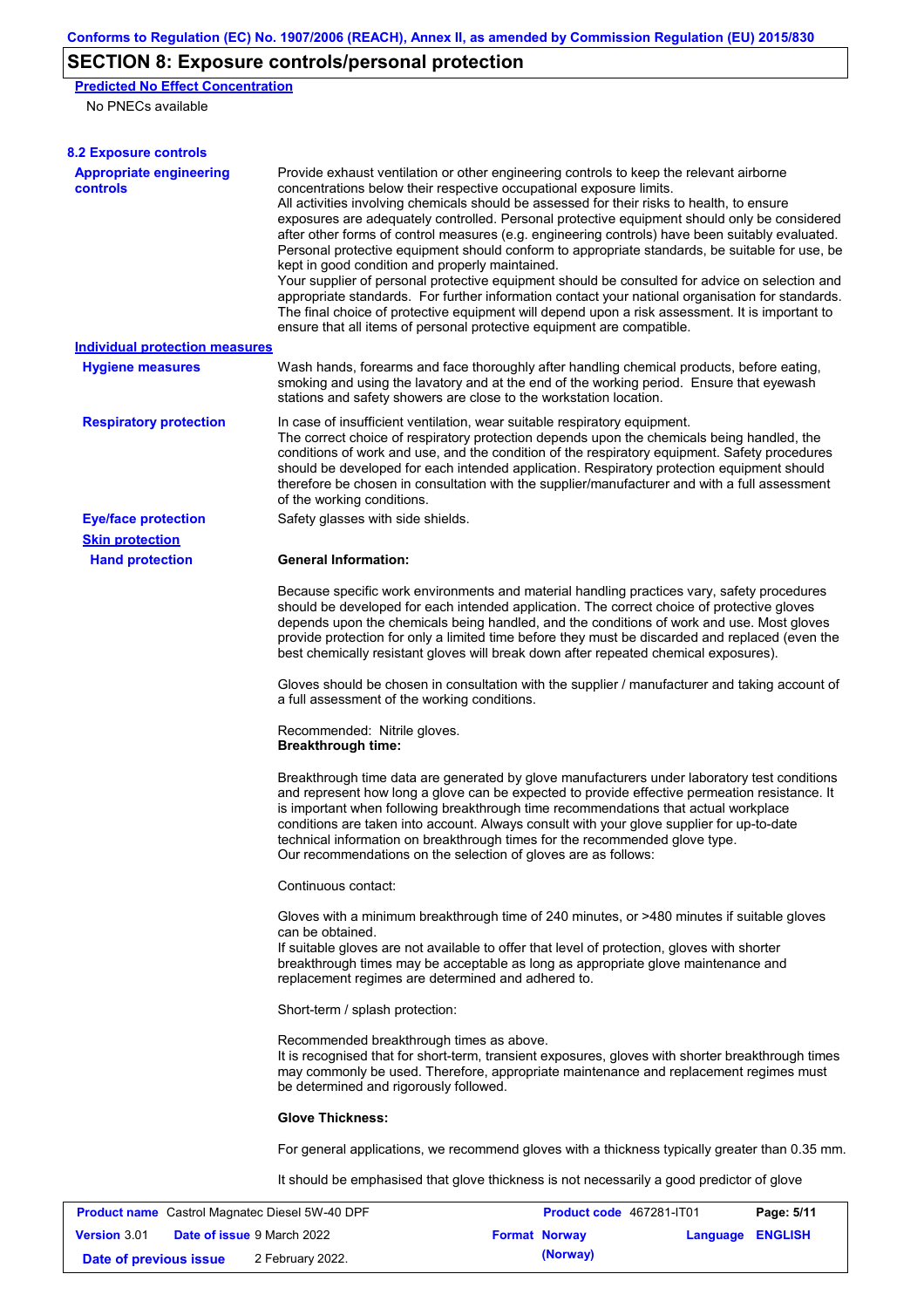## SECTION 8: Exposure controls/personal protection

**Predicted No Effect Concentration**

No PNECs available

### 8.2 Exposure controls

**Appropriate engineering controls**

Provide exhaust ventilation or other engineering controls to keep the relevant airborne concentrations below their respective occupational exposure limits.
All activities involving chemicals should be assessed for their risks to health, to ensure exposures are adequately controlled. Personal protective equipment should only be considered after other forms of control measures (e.g. engineering controls) have been suitably evaluated. Personal protective equipment should conform to appropriate standards, be suitable for use, be kept in good condition and properly maintained.
Your supplier of personal protective equipment should be consulted for advice on selection and appropriate standards. For further information contact your national organisation for standards. The final choice of protective equipment will depend upon a risk assessment. It is important to ensure that all items of personal protective equipment are compatible.

**Individual protection measures**

**Hygiene measures**

Wash hands, forearms and face thoroughly after handling chemical products, before eating, smoking and using the lavatory and at the end of the working period. Ensure that eyewash stations and safety showers are close to the workstation location.

**Respiratory protection**

In case of insufficient ventilation, wear suitable respiratory equipment.
The correct choice of respiratory protection depends upon the chemicals being handled, the conditions of work and use, and the condition of the respiratory equipment. Safety procedures should be developed for each intended application. Respiratory protection equipment should therefore be chosen in consultation with the supplier/manufacturer and with a full assessment of the working conditions.

**Eye/face protection**

Safety glasses with side shields.

**Skin protection**

**Hand protection**

**General Information:**

Because specific work environments and material handling practices vary, safety procedures should be developed for each intended application. The correct choice of protective gloves depends upon the chemicals being handled, and the conditions of work and use. Most gloves provide protection for only a limited time before they must be discarded and replaced (even the best chemically resistant gloves will break down after repeated chemical exposures).

Gloves should be chosen in consultation with the supplier / manufacturer and taking account of a full assessment of the working conditions.

Recommended: Nitrile gloves.
**Breakthrough time:**

Breakthrough time data are generated by glove manufacturers under laboratory test conditions and represent how long a glove can be expected to provide effective permeation resistance. It is important when following breakthrough time recommendations that actual workplace conditions are taken into account. Always consult with your glove supplier for up-to-date technical information on breakthrough times for the recommended glove type.
Our recommendations on the selection of gloves are as follows:

Continuous contact:

Gloves with a minimum breakthrough time of 240 minutes, or >480 minutes if suitable gloves can be obtained.
If suitable gloves are not available to offer that level of protection, gloves with shorter breakthrough times may be acceptable as long as appropriate glove maintenance and replacement regimes are determined and adhered to.

Short-term / splash protection:

Recommended breakthrough times as above.
It is recognised that for short-term, transient exposures, gloves with shorter breakthrough times may commonly be used. Therefore, appropriate maintenance and replacement regimes must be determined and rigorously followed.

**Glove Thickness:**

For general applications, we recommend gloves with a thickness typically greater than 0.35 mm.

It should be emphasised that glove thickness is not necessarily a good predictor of glove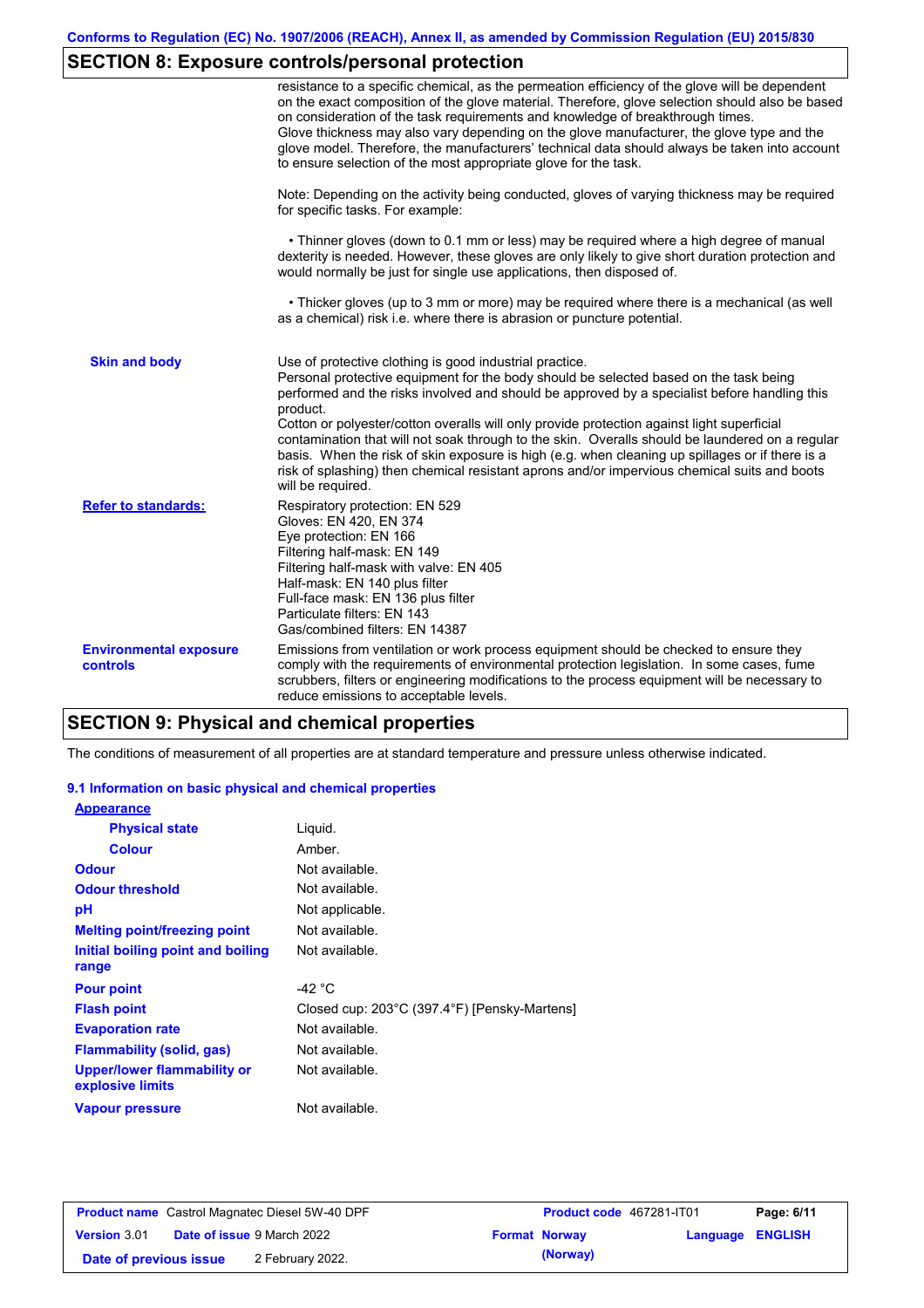## SECTION 8: Exposure controls/personal protection

resistance to a specific chemical, as the permeation efficiency of the glove will be dependent on the exact composition of the glove material. Therefore, glove selection should also be based on consideration of the task requirements and knowledge of breakthrough times.
Glove thickness may also vary depending on the glove manufacturer, the glove type and the glove model. Therefore, the manufacturers' technical data should always be taken into account to ensure selection of the most appropriate glove for the task.

Note: Depending on the activity being conducted, gloves of varying thickness may be required for specific tasks. For example:

• Thinner gloves (down to 0.1 mm or less) may be required where a high degree of manual dexterity is needed. However, these gloves are only likely to give short duration protection and would normally be just for single use applications, then disposed of.

• Thicker gloves (up to 3 mm or more) may be required where there is a mechanical (as well as a chemical) risk i.e. where there is abrasion or puncture potential.

**Skin and body**

Use of protective clothing is good industrial practice.
Personal protective equipment for the body should be selected based on the task being performed and the risks involved and should be approved by a specialist before handling this product.
Cotton or polyester/cotton overalls will only provide protection against light superficial contamination that will not soak through to the skin. Overalls should be laundered on a regular basis. When the risk of skin exposure is high (e.g. when cleaning up spillages or if there is a risk of splashing) then chemical resistant aprons and/or impervious chemical suits and boots will be required.

**Refer to standards:**

Respiratory protection: EN 529
Gloves: EN 420, EN 374
Eye protection: EN 166
Filtering half-mask: EN 149
Filtering half-mask with valve: EN 405
Half-mask: EN 140 plus filter
Full-face mask: EN 136 plus filter
Particulate filters: EN 143
Gas/combined filters: EN 14387

**Environmental exposure controls**

Emissions from ventilation or work process equipment should be checked to ensure they comply with the requirements of environmental protection legislation. In some cases, fume scrubbers, filters or engineering modifications to the process equipment will be necessary to reduce emissions to acceptable levels.

## SECTION 9: Physical and chemical properties

The conditions of measurement of all properties are at standard temperature and pressure unless otherwise indicated.

### 9.1 Information on basic physical and chemical properties

| Property | Value |
|---|---|
| **Appearance** | |
| Physical state | Liquid. |
| Colour | Amber. |
| Odour | Not available. |
| Odour threshold | Not available. |
| pH | Not applicable. |
| Melting point/freezing point | Not available. |
| Initial boiling point and boiling range | Not available. |
| Pour point | -42 °C |
| Flash point | Closed cup: 203°C (397.4°F) [Pensky-Martens] |
| Evaporation rate | Not available. |
| Flammability (solid, gas) | Not available. |
| Upper/lower flammability or explosive limits | Not available. |
| Vapour pressure | Not available. |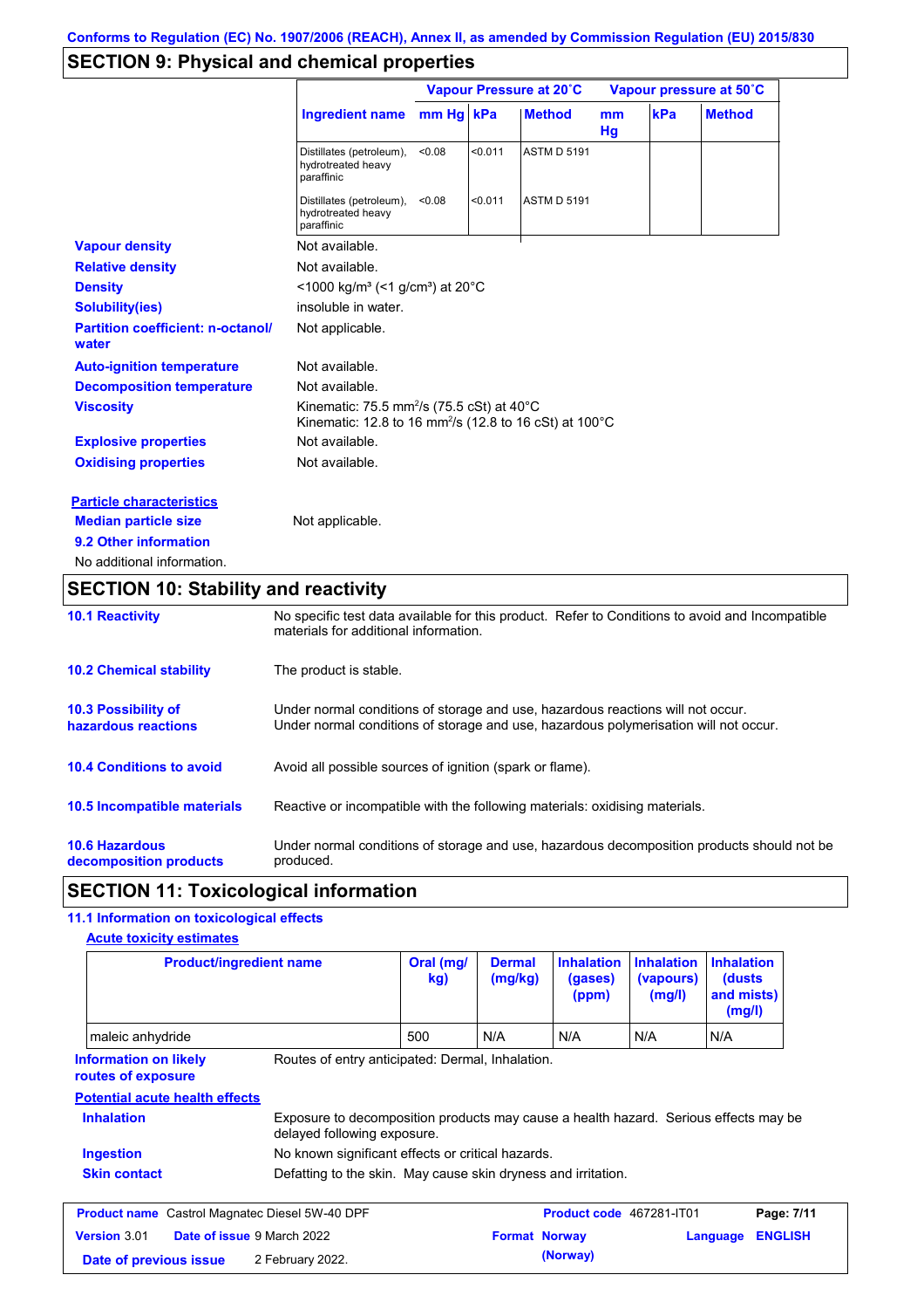Conforms to Regulation (EC) No. 1907/2006 (REACH), Annex II, as amended by Commission Regulation (EU) 2015/830

## SECTION 9: Physical and chemical properties

| | Vapour Pressure at 20˚C | | | Vapour pressure at 50˚C | | |
|---|---|---|---|---|---|---|
| **Ingredient name** | **mm Hg** | **kPa** | **Method** | **mm Hg** | **kPa** | **Method** |
| Distillates (petroleum), hydrotreated heavy paraffinic | <0.08 | <0.011 | ASTM D 5191 | | | |
| Distillates (petroleum), hydrotreated heavy paraffinic | <0.08 | <0.011 | ASTM D 5191 | | | |

**Vapour density** Not available.

**Relative density** Not available.

**Density** <1000 kg/m³ (<1 g/cm³) at 20°C

**Solubility(ies)** insoluble in water.

**Partition coefficient: n-octanol/ water** Not applicable.

**Auto-ignition temperature** Not available.

**Decomposition temperature** Not available.

**Viscosity** Kinematic: 75.5 mm²/s (75.5 cSt) at 40°C
Kinematic: 12.8 to 16 mm²/s (12.8 to 16 cSt) at 100°C

**Explosive properties** Not available.

**Oxidising properties** Not available.

**Particle characteristics**

**Median particle size** Not applicable.

**9.2 Other information**

No additional information.

## SECTION 10: Stability and reactivity

**10.1 Reactivity** No specific test data available for this product. Refer to Conditions to avoid and Incompatible materials for additional information.

**10.2 Chemical stability** The product is stable.

**10.3 Possibility of hazardous reactions** Under normal conditions of storage and use, hazardous reactions will not occur.
Under normal conditions of storage and use, hazardous polymerisation will not occur.

**10.4 Conditions to avoid** Avoid all possible sources of ignition (spark or flame).

**10.5 Incompatible materials** Reactive or incompatible with the following materials: oxidising materials.

**10.6 Hazardous decomposition products** Under normal conditions of storage and use, hazardous decomposition products should not be produced.

## SECTION 11: Toxicological information

**11.1 Information on toxicological effects**

**Acute toxicity estimates**

| Product/ingredient name | Oral (mg/kg) | Dermal (mg/kg) | Inhalation (gases) (ppm) | Inhalation (vapours) (mg/l) | Inhalation (dusts and mists) (mg/l) |
|---|---|---|---|---|---|
| maleic anhydride | 500 | N/A | N/A | N/A | N/A |

**Information on likely routes of exposure** Routes of entry anticipated: Dermal, Inhalation.

**Potential acute health effects**

**Inhalation** Exposure to decomposition products may cause a health hazard. Serious effects may be delayed following exposure.

**Ingestion** No known significant effects or critical hazards.

**Skin contact** Defatting to the skin. May cause skin dryness and irritation.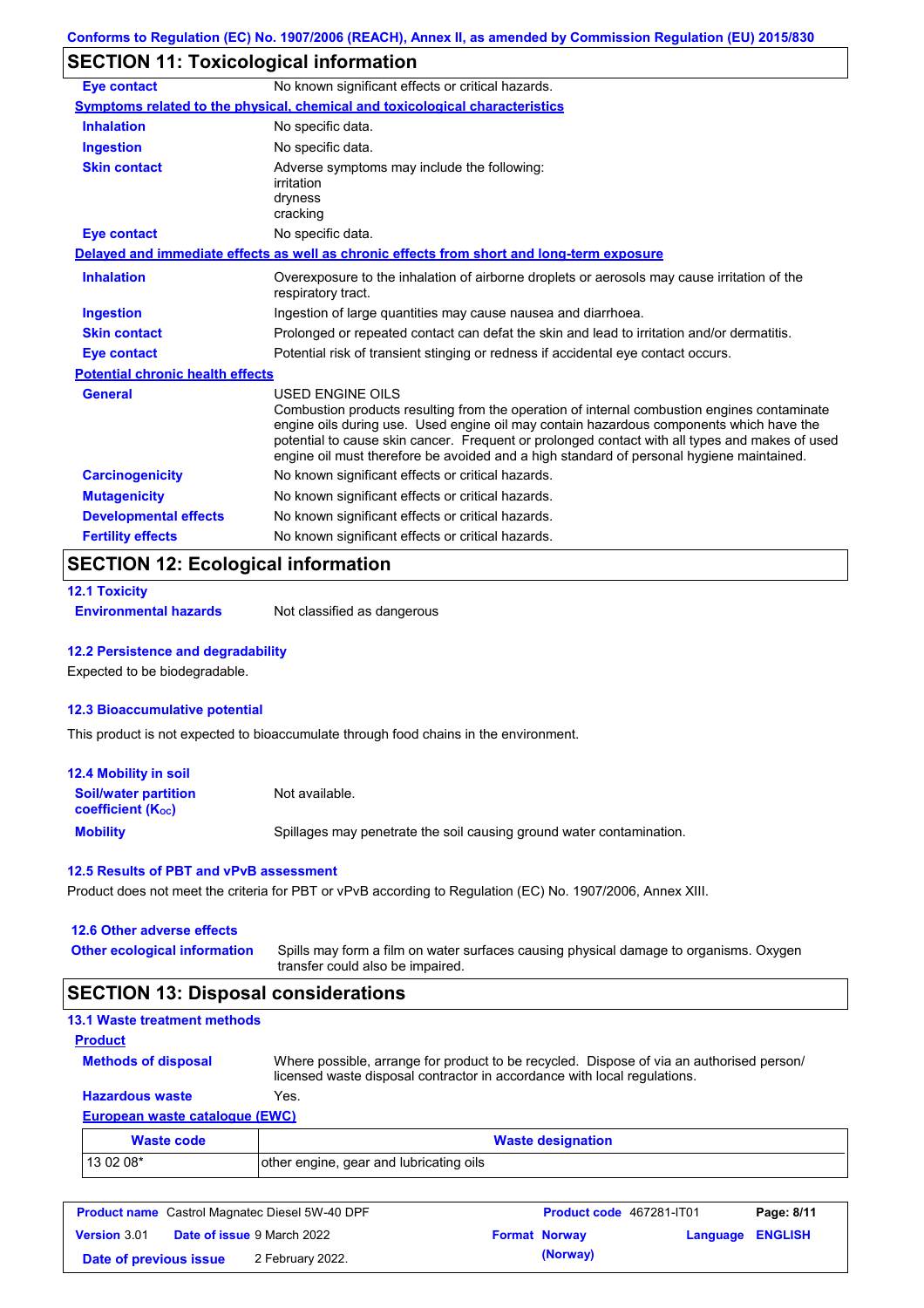## SECTION 11: Toxicological information

| | |
|---|---|
| **Eye contact** | No known significant effects or critical hazards. |

**Symptoms related to the physical, chemical and toxicological characteristics**

| | |
|---|---|
| **Inhalation** | No specific data. |
| **Ingestion** | No specific data. |
| **Skin contact** | Adverse symptoms may include the following: irritation dryness cracking |
| **Eye contact** | No specific data. |

**Delayed and immediate effects as well as chronic effects from short and long-term exposure**

| | |
|---|---|
| **Inhalation** | Overexposure to the inhalation of airborne droplets or aerosols may cause irritation of the respiratory tract. |
| **Ingestion** | Ingestion of large quantities may cause nausea and diarrhoea. |
| **Skin contact** | Prolonged or repeated contact can defat the skin and lead to irritation and/or dermatitis. |
| **Eye contact** | Potential risk of transient stinging or redness if accidental eye contact occurs. |

**Potential chronic health effects**

| | |
|---|---|
| **General** | USED ENGINE OILS<br>Combustion products resulting from the operation of internal combustion engines contaminate engine oils during use. Used engine oil may contain hazardous components which have the potential to cause skin cancer. Frequent or prolonged contact with all types and makes of used engine oil must therefore be avoided and a high standard of personal hygiene maintained. |
| **Carcinogenicity** | No known significant effects or critical hazards. |
| **Mutagenicity** | No known significant effects or critical hazards. |
| **Developmental effects** | No known significant effects or critical hazards. |
| **Fertility effects** | No known significant effects or critical hazards. |

## SECTION 12: Ecological information

### 12.1 Toxicity

**Environmental hazards** Not classified as dangerous

### 12.2 Persistence and degradability

Expected to be biodegradable.

### 12.3 Bioaccumulative potential

This product is not expected to bioaccumulate through food chains in the environment.

### 12.4 Mobility in soil

| | |
|---|---|
| **Soil/water partition coefficient ($K_{OC}$)** | Not available. |
| **Mobility** | Spillages may penetrate the soil causing ground water contamination. |

### 12.5 Results of PBT and vPvB assessment

Product does not meet the criteria for PBT or vPvB according to Regulation (EC) No. 1907/2006, Annex XIII.

### 12.6 Other adverse effects

**Other ecological information** Spills may form a film on water surfaces causing physical damage to organisms. Oxygen transfer could also be impaired.

## SECTION 13: Disposal considerations

### 13.1 Waste treatment methods

**Product**

| | |
|---|---|
| **Methods of disposal** | Where possible, arrange for product to be recycled. Dispose of via an authorised person/ licensed waste disposal contractor in accordance with local regulations. |
| **Hazardous waste** | Yes. |

**European waste catalogue (EWC)**

| Waste code | Waste designation |
|---|---|
| 13 02 08* | other engine, gear and lubricating oils |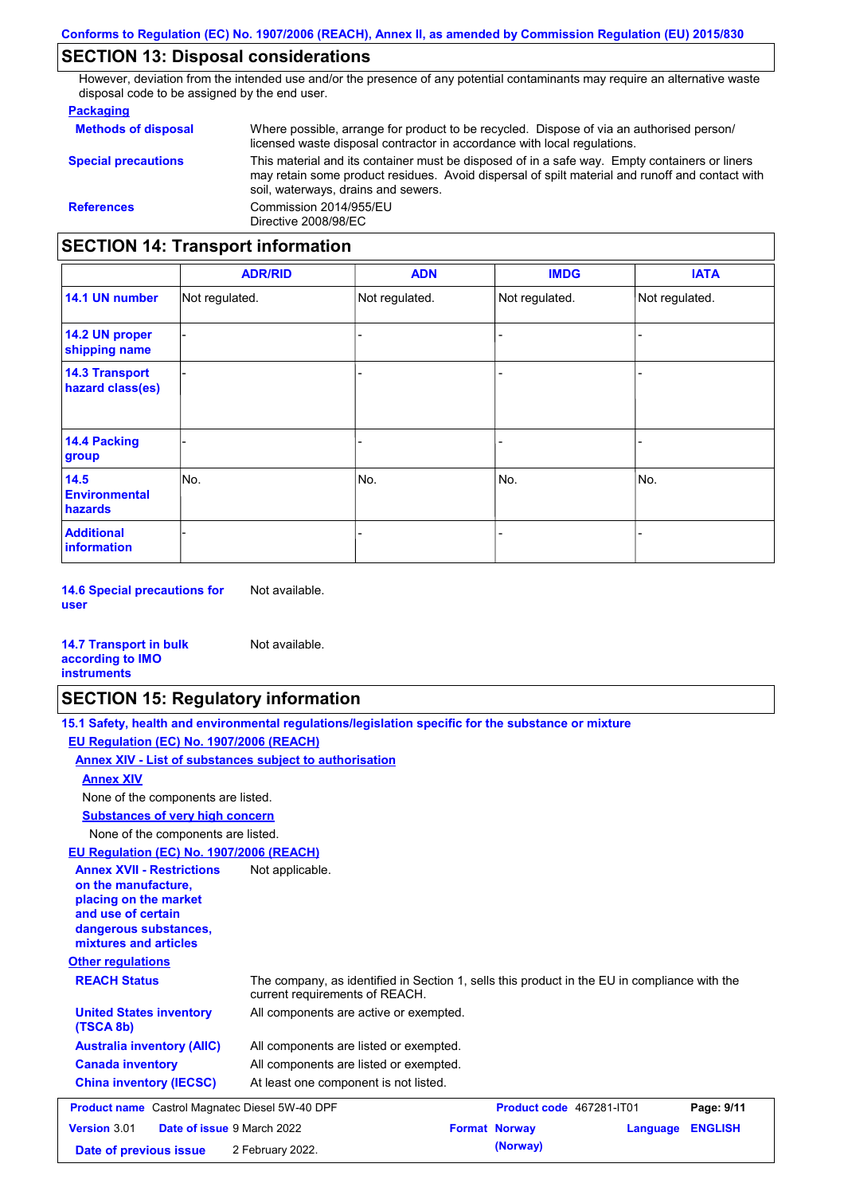## SECTION 13: Disposal considerations

However, deviation from the intended use and/or the presence of any potential contaminants may require an alternative waste disposal code to be assigned by the end user.

**Packaging**

**Methods of disposal** Where possible, arrange for product to be recycled. Dispose of via an authorised person/ licensed waste disposal contractor in accordance with local regulations.

**Special precautions** This material and its container must be disposed of in a safe way. Empty containers or liners may retain some product residues. Avoid dispersal of spilt material and runoff and contact with soil, waterways, drains and sewers.

**References** Commission 2014/955/EU
Directive 2008/98/EC

## SECTION 14: Transport information

| | ADR/RID | ADN | IMDG | IATA |
|---|---|---|---|---|
| **14.1 UN number** | Not regulated. | Not regulated. | Not regulated. | Not regulated. |
| **14.2 UN proper shipping name** | - | - | - | - |
| **14.3 Transport hazard class(es)** | - | - | - | - |
| **14.4 Packing group** | - | - | - | - |
| **14.5 Environmental hazards** | No. | No. | No. | No. |
| **Additional information** | - | - | - | - |

**14.6 Special precautions for user** Not available.

**14.7 Transport in bulk according to IMO instruments** Not available.

## SECTION 15: Regulatory information

**15.1 Safety, health and environmental regulations/legislation specific for the substance or mixture**

**EU Regulation (EC) No. 1907/2006 (REACH)**

**Annex XIV - List of substances subject to authorisation**

**Annex XIV**

None of the components are listed.

**Substances of very high concern**

None of the components are listed.

**EU Regulation (EC) No. 1907/2006 (REACH)**

**Annex XVII - Restrictions on the manufacture, placing on the market and use of certain dangerous substances, mixtures and articles** Not applicable.

**Other regulations**

**REACH Status** The company, as identified in Section 1, sells this product in the EU in compliance with the current requirements of REACH.

**United States inventory (TSCA 8b)** All components are active or exempted.

**Australia inventory (AIIC)** All components are listed or exempted.

**Canada inventory** All components are listed or exempted.

**China inventory (IECSC)** At least one component is not listed.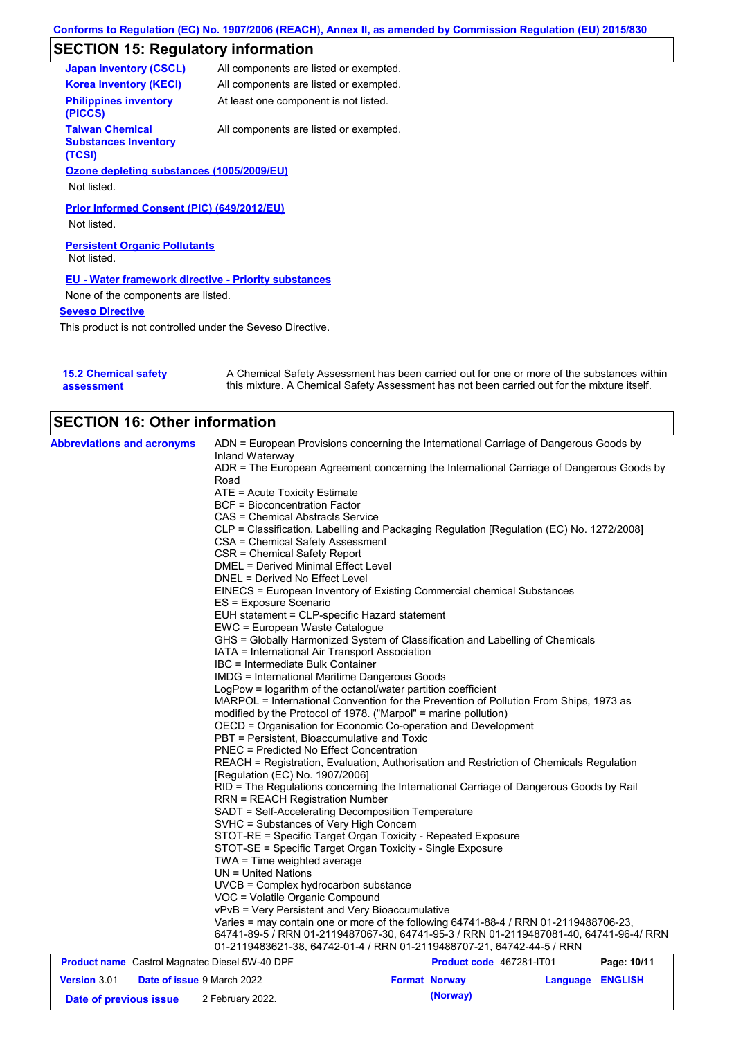## SECTION 15: Regulatory information

| | |
|---|---|
| **Japan inventory (CSCL)** | All components are listed or exempted. |
| **Korea inventory (KECI)** | All components are listed or exempted. |
| **Philippines inventory (PICCS)** | At least one component is not listed. |
| **Taiwan Chemical Substances Inventory (TCSI)** | All components are listed or exempted. |

**Ozone depleting substances (1005/2009/EU)**

Not listed.

**Prior Informed Consent (PIC) (649/2012/EU)**

Not listed.

**Persistent Organic Pollutants**

Not listed.

**EU - Water framework directive - Priority substances**

None of the components are listed.

**Seveso Directive**

This product is not controlled under the Seveso Directive.

**15.2 Chemical safety assessment**

A Chemical Safety Assessment has been carried out for one or more of the substances within this mixture. A Chemical Safety Assessment has not been carried out for the mixture itself.

## SECTION 16: Other information

**Abbreviations and acronyms**

ADN = European Provisions concerning the International Carriage of Dangerous Goods by Inland Waterway
ADR = The European Agreement concerning the International Carriage of Dangerous Goods by Road
ATE = Acute Toxicity Estimate
BCF = Bioconcentration Factor
CAS = Chemical Abstracts Service
CLP = Classification, Labelling and Packaging Regulation [Regulation (EC) No. 1272/2008]
CSA = Chemical Safety Assessment
CSR = Chemical Safety Report
DMEL = Derived Minimal Effect Level
DNEL = Derived No Effect Level
EINECS = European Inventory of Existing Commercial chemical Substances
ES = Exposure Scenario
EUH statement = CLP-specific Hazard statement
EWC = European Waste Catalogue
GHS = Globally Harmonized System of Classification and Labelling of Chemicals
IATA = International Air Transport Association
IBC = Intermediate Bulk Container
IMDG = International Maritime Dangerous Goods
LogPow = logarithm of the octanol/water partition coefficient
MARPOL = International Convention for the Prevention of Pollution From Ships, 1973 as modified by the Protocol of 1978. ("Marpol" = marine pollution)
OECD = Organisation for Economic Co-operation and Development
PBT = Persistent, Bioaccumulative and Toxic
PNEC = Predicted No Effect Concentration
REACH = Registration, Evaluation, Authorisation and Restriction of Chemicals Regulation [Regulation (EC) No. 1907/2006]
RID = The Regulations concerning the International Carriage of Dangerous Goods by Rail
RRN = REACH Registration Number
SADT = Self-Accelerating Decomposition Temperature
SVHC = Substances of Very High Concern
STOT-RE = Specific Target Organ Toxicity - Repeated Exposure
STOT-SE = Specific Target Organ Toxicity - Single Exposure
TWA = Time weighted average
UN = United Nations
UVCB = Complex hydrocarbon substance
VOC = Volatile Organic Compound
vPvB = Very Persistent and Very Bioaccumulative
Varies = may contain one or more of the following 64741-88-4 / RRN 01-2119488706-23, 64741-89-5 / RRN 01-2119487067-30, 64741-95-3 / RRN 01-2119487081-40, 64741-96-4/ RRN 01-2119483621-38, 64742-01-4 / RRN 01-2119488707-21, 64742-44-5 / RRN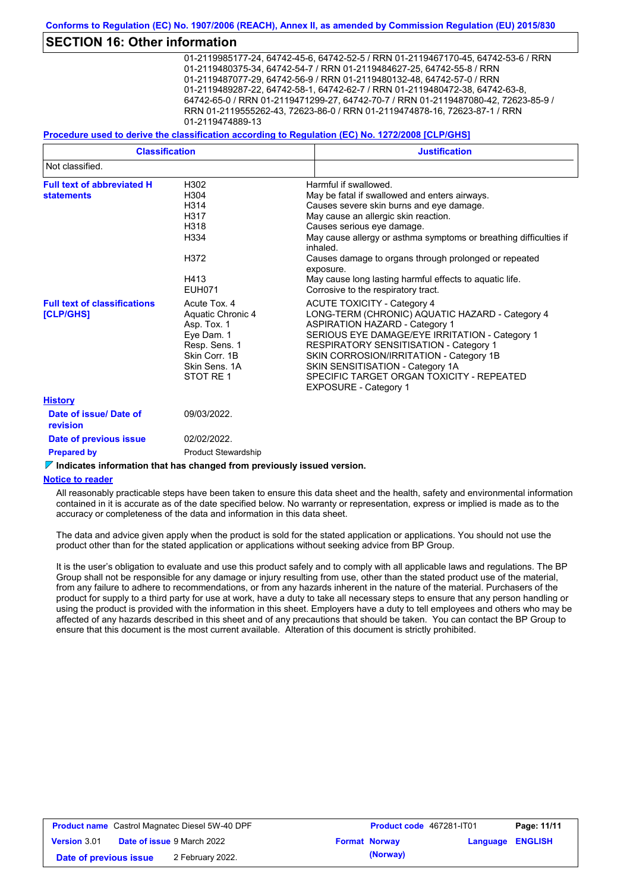## SECTION 16: Other information

01-2119985177-24, 64742-45-6, 64742-52-5 / RRN 01-2119467170-45, 64742-53-6 / RRN 01-2119480375-34, 64742-54-7 / RRN 01-2119484627-25, 64742-55-8 / RRN 01-2119487077-29, 64742-56-9 / RRN 01-2119480132-48, 64742-57-0 / RRN 01-2119489287-22, 64742-58-1, 64742-62-7 / RRN 01-2119480472-38, 64742-63-8, 64742-65-0 / RRN 01-2119471299-27, 64742-70-7 / RRN 01-2119487080-42, 72623-85-9 / RRN 01-2119555262-43, 72623-86-0 / RRN 01-2119474878-16, 72623-87-1 / RRN 01-2119474889-13

**Procedure used to derive the classification according to Regulation (EC) No. 1272/2008 [CLP/GHS]**

| Classification | Justification |
|---|---|
| Not classified. | |

**Full text of abbreviated H statements**

| | | |
|---|---|---|
| | H302 | Harmful if swallowed. |
| | H304 | May be fatal if swallowed and enters airways. |
| | H314 | Causes severe skin burns and eye damage. |
| | H317 | May cause an allergic skin reaction. |
| | H318 | Causes serious eye damage. |
| | H334 | May cause allergy or asthma symptoms or breathing difficulties if inhaled. |
| | H372 | Causes damage to organs through prolonged or repeated exposure. |
| | H413 | May cause long lasting harmful effects to aquatic life. |
| | EUH071 | Corrosive to the respiratory tract. |

**Full text of classifications [CLP/GHS]**

| | | |
|---|---|---|
| | Acute Tox. 4 | ACUTE TOXICITY - Category 4 |
| | Aquatic Chronic 4 | LONG-TERM (CHRONIC) AQUATIC HAZARD - Category 4 |
| | Asp. Tox. 1 | ASPIRATION HAZARD - Category 1 |
| | Eye Dam. 1 | SERIOUS EYE DAMAGE/EYE IRRITATION - Category 1 |
| | Resp. Sens. 1 | RESPIRATORY SENSITISATION - Category 1 |
| | Skin Corr. 1B | SKIN CORROSION/IRRITATION - Category 1B |
| | Skin Sens. 1A | SKIN SENSITISATION - Category 1A |
| | STOT RE 1 | SPECIFIC TARGET ORGAN TOXICITY - REPEATED EXPOSURE - Category 1 |

**History**

**Date of issue/ Date of revision** 09/03/2022.

**Date of previous issue** 02/02/2022.

**Prepared by** Product Stewardship

**Indicates information that has changed from previously issued version.**

**Notice to reader**

All reasonably practicable steps have been taken to ensure this data sheet and the health, safety and environmental information contained in it is accurate as of the date specified below. No warranty or representation, express or implied is made as to the accuracy or completeness of the data and information in this data sheet.

The data and advice given apply when the product is sold for the stated application or applications. You should not use the product other than for the stated application or applications without seeking advice from BP Group.

It is the user's obligation to evaluate and use this product safely and to comply with all applicable laws and regulations. The BP Group shall not be responsible for any damage or injury resulting from use, other than the stated product use of the material, from any failure to adhere to recommendations, or from any hazards inherent in the nature of the material. Purchasers of the product for supply to a third party for use at work, have a duty to take all necessary steps to ensure that any person handling or using the product is provided with the information in this sheet. Employers have a duty to tell employees and others who may be affected of any hazards described in this sheet and of any precautions that should be taken. You can contact the BP Group to ensure that this document is the most current available. Alteration of this document is strictly prohibited.